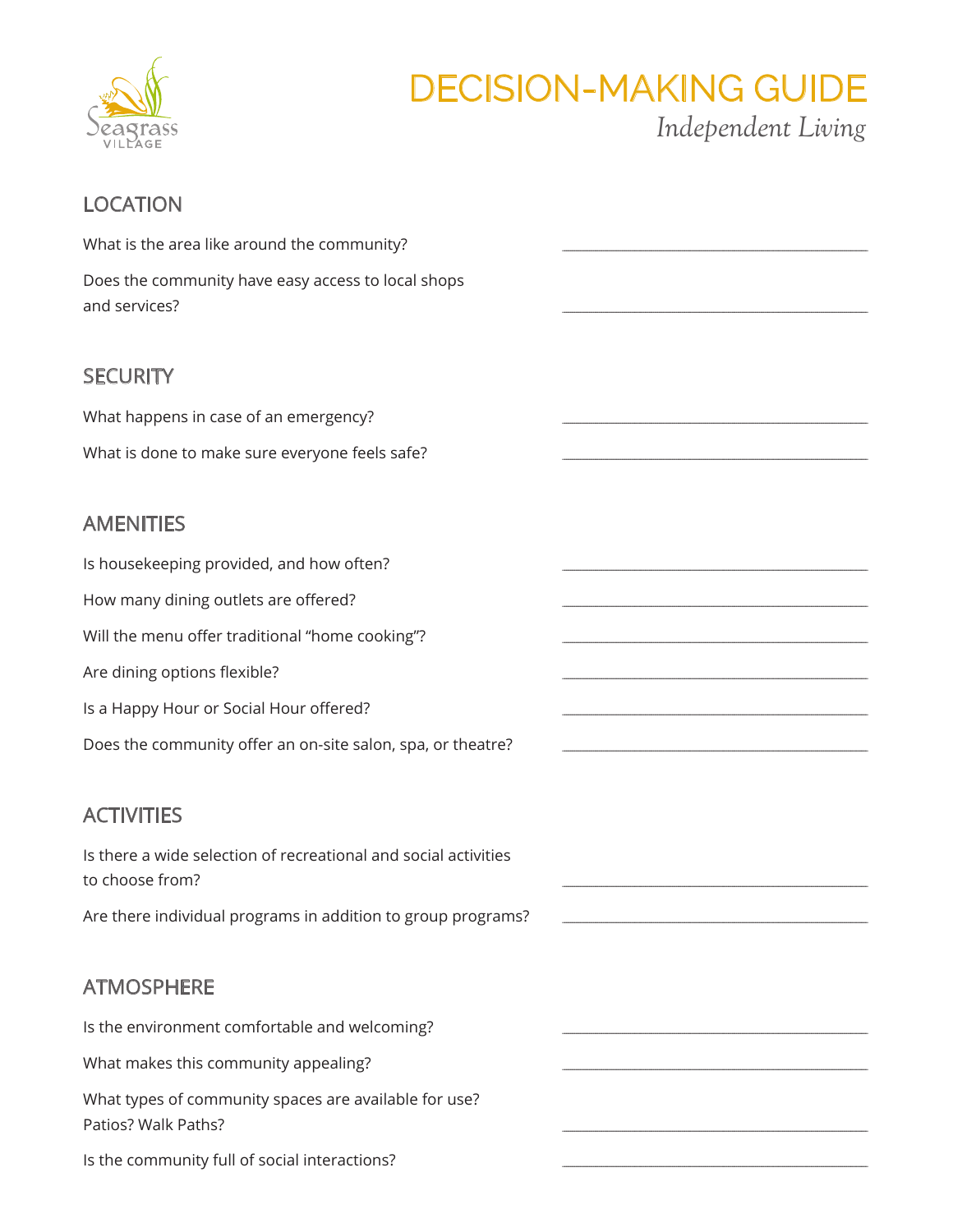Seagrass VILLAGE

# DECISION-MAKING GUIDE

*Independent Living*

## LOCATION

What is the area like around the community? ______________________________

Does the community have easy access to local shops and services? ______________________________

## SECURITY

What happens in case of an emergency? ______________________________

What is done to make sure everyone feels safe? ______________________________

## AMENITIES

Is housekeeping provided, and how often? ______________________________

How many dining outlets are offered? ______________________________

Will the menu offer traditional "home cooking"? ______________________________

Are dining options flexible? ______________________________

Is a Happy Hour or Social Hour offered? ______________________________

Does the community offer an on-site salon, spa, or theatre? ______________________________

## ACTIVITIES

Is there a wide selection of recreational and social activities to choose from? ______________________________

Are there individual programs in addition to group programs? ______________________________

## ATMOSPHERE

Is the environment comfortable and welcoming? ______________________________

What makes this community appealing? ______________________________

What types of community spaces are available for use? Patios? Walk Paths? ______________________________

Is the community full of social interactions? ______________________________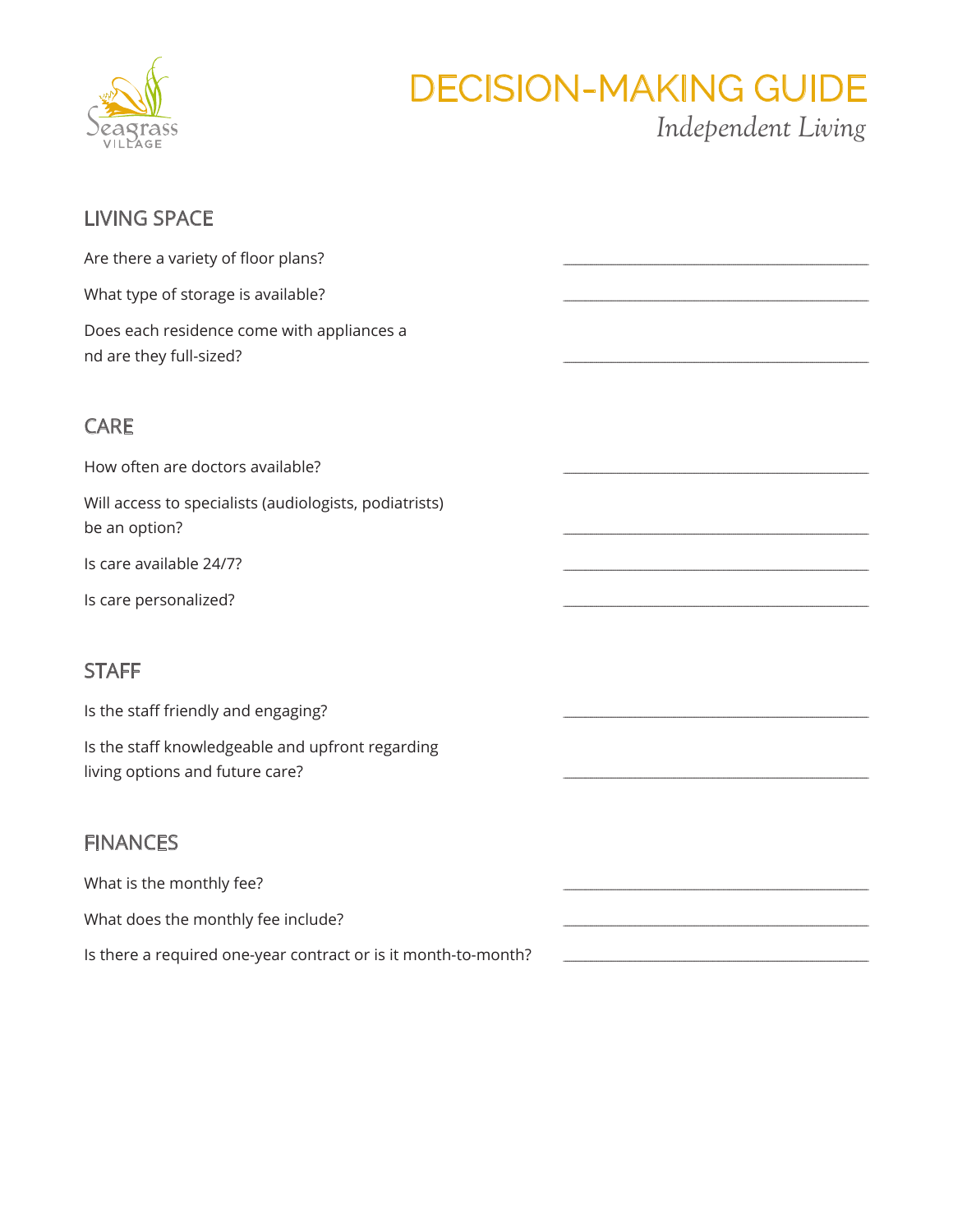Seagrass
VILLAGE

# DECISION-MAKING GUIDE

*Independent Living*

## LIVING SPACE

Are there a variety of floor plans? ______________________________

What type of storage is available? ______________________________

Does each residence come with appliances a
nd are they full-sized? ______________________________

## CARE

How often are doctors available? ______________________________

Will access to specialists (audiologists, podiatrists)
be an option? ______________________________

Is care available 24/7? ______________________________

Is care personalized? ______________________________

## STAFF

Is the staff friendly and engaging? ______________________________

Is the staff knowledgeable and upfront regarding
living options and future care? ______________________________

## FINANCES

What is the monthly fee? ______________________________

What does the monthly fee include? ______________________________

Is there a required one-year contract or is it month-to-month? ______________________________